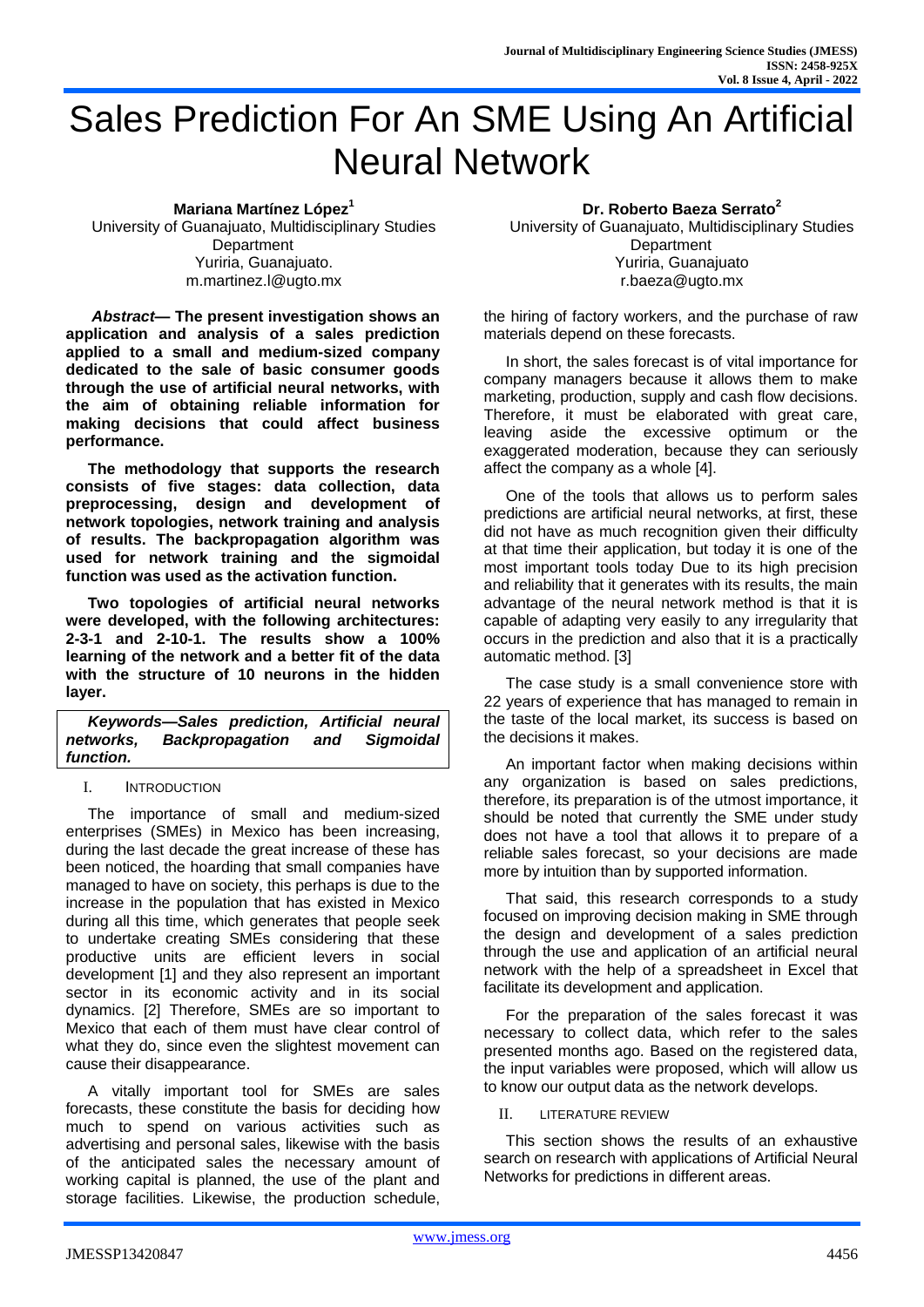# Sales Prediction For An SME Using An Artificial Neural Network

**Mariana Martínez López**[1]
University of Guanajuato, Multidisciplinary Studies Department
Yuriria, Guanajuato.
m.martinez.l@ugto.mx

**Dr. Roberto Baeza Serrato**[2]
University of Guanajuato, Multidisciplinary Studies Department
Yuriria, Guanajuato
r.baeza@ugto.mx

***Abstract*— The present investigation shows an application and analysis of a sales prediction applied to a small and medium-sized company dedicated to the sale of basic consumer goods through the use of artificial neural networks, with the aim of obtaining reliable information for making decisions that could affect business performance.**

**The methodology that supports the research consists of five stages: data collection, data preprocessing, design and development of network topologies, network training and analysis of results. The backpropagation algorithm was used for network training and the sigmoidal function was used as the activation function.**

**Two topologies of artificial neural networks were developed, with the following architectures: 2-3-1 and 2-10-1. The results show a 100% learning of the network and a better fit of the data with the structure of 10 neurons in the hidden layer.**

***Keywords—Sales prediction, Artificial neural networks, Backpropagation and Sigmoidal function.***

## I. Introduction

The importance of small and medium-sized enterprises (SMEs) in Mexico has been increasing, during the last decade the great increase of these has been noticed, the hoarding that small companies have managed to have on society, this perhaps is due to the increase in the population that has existed in Mexico during all this time, which generates that people seek to undertake creating SMEs considering that these productive units are efficient levers in social development [1] and they also represent an important sector in its economic activity and in its social dynamics. [2] Therefore, SMEs are so important to Mexico that each of them must have clear control of what they do, since even the slightest movement can cause their disappearance.

A vitally important tool for SMEs are sales forecasts, these constitute the basis for deciding how much to spend on various activities such as advertising and personal sales, likewise with the basis of the anticipated sales the necessary amount of working capital is planned, the use of the plant and storage facilities. Likewise, the production schedule, the hiring of factory workers, and the purchase of raw materials depend on these forecasts.

In short, the sales forecast is of vital importance for company managers because it allows them to make marketing, production, supply and cash flow decisions. Therefore, it must be elaborated with great care, leaving aside the excessive optimum or the exaggerated moderation, because they can seriously affect the company as a whole [4].

One of the tools that allows us to perform sales predictions are artificial neural networks, at first, these did not have as much recognition given their difficulty at that time their application, but today it is one of the most important tools today Due to its high precision and reliability that it generates with its results, the main advantage of the neural network method is that it is capable of adapting very easily to any irregularity that occurs in the prediction and also that it is a practically automatic method. [3]

The case study is a small convenience store with 22 years of experience that has managed to remain in the taste of the local market, its success is based on the decisions it makes.

An important factor when making decisions within any organization is based on sales predictions, therefore, its preparation is of the utmost importance, it should be noted that currently the SME under study does not have a tool that allows it to prepare of a reliable sales forecast, so your decisions are made more by intuition than by supported information.

That said, this research corresponds to a study focused on improving decision making in SME through the design and development of a sales prediction through the use and application of an artificial neural network with the help of a spreadsheet in Excel that facilitate its development and application.

For the preparation of the sales forecast it was necessary to collect data, which refer to the sales presented months ago. Based on the registered data, the input variables were proposed, which will allow us to know our output data as the network develops.

## II. Literature Review

This section shows the results of an exhaustive search on research with applications of Artificial Neural Networks for predictions in different areas.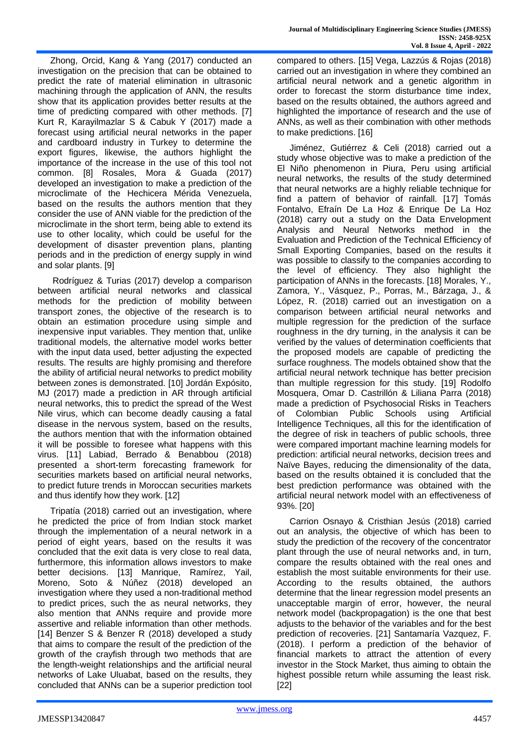Zhong, Orcid, Kang & Yang (2017) conducted an investigation on the precision that can be obtained to predict the rate of material elimination in ultrasonic machining through the application of ANN, the results show that its application provides better results at the time of predicting compared with other methods. [7] Kurt R, Karayilmazlar S & Cabuk Y (2017) made a forecast using artificial neural networks in the paper and cardboard industry in Turkey to determine the export figures, likewise, the authors highlight the importance of the increase in the use of this tool not common. [8] Rosales, Mora & Guada (2017) developed an investigation to make a prediction of the microclimate of the Hechicera Mérida Venezuela, based on the results the authors mention that they consider the use of ANN viable for the prediction of the microclimate in the short term, being able to extend its use to other locality, which could be useful for the development of disaster prevention plans, planting periods and in the prediction of energy supply in wind and solar plants. [9]

Rodríguez & Turias (2017) develop a comparison between artificial neural networks and classical methods for the prediction of mobility between transport zones, the objective of the research is to obtain an estimation procedure using simple and inexpensive input variables. They mention that, unlike traditional models, the alternative model works better with the input data used, better adjusting the expected results. The results are highly promising and therefore the ability of artificial neural networks to predict mobility between zones is demonstrated. [10] Jordán Expósito, MJ (2017) made a prediction in AR through artificial neural networks, this to predict the spread of the West Nile virus, which can become deadly causing a fatal disease in the nervous system, based on the results, the authors mention that with the information obtained it will be possible to foresee what happens with this virus. [11] Labiad, Berrado & Benabbou (2018) presented a short-term forecasting framework for securities markets based on artificial neural networks, to predict future trends in Moroccan securities markets and thus identify how they work. [12]

Tripatía (2018) carried out an investigation, where he predicted the price of from Indian stock market through the implementation of a neural network in a period of eight years, based on the results it was concluded that the exit data is very close to real data, furthermore, this information allows investors to make better decisions. [13] Manrique, Ramírez, Yail, Moreno, Soto & Núñez (2018) developed an investigation where they used a non-traditional method to predict prices, such the as neural networks, they also mention that ANNs require and provide more assertive and reliable information than other methods. [14] Benzer S & Benzer R (2018) developed a study that aims to compare the result of the prediction of the growth of the crayfish through two methods that are the length-weight relationships and the artificial neural networks of Lake Uluabat, based on the results, they concluded that ANNs can be a superior prediction tool compared to others. [15] Vega, Lazzús & Rojas (2018) carried out an investigation in where they combined an artificial neural network and a genetic algorithm in order to forecast the storm disturbance time index, based on the results obtained, the authors agreed and highlighted the importance of research and the use of ANNs, as well as their combination with other methods to make predictions. [16]

Jiménez, Gutiérrez & Celi (2018) carried out a study whose objective was to make a prediction of the El Niño phenomenon in Piura, Peru using artificial neural networks, the results of the study determined that neural networks are a highly reliable technique for find a pattern of behavior of rainfall. [17] Tomás Fontalvo, Efraín De La Hoz & Enrique De La Hoz (2018) carry out a study on the Data Envelopment Analysis and Neural Networks method in the Evaluation and Prediction of the Technical Efficiency of Small Exporting Companies, based on the results it was possible to classify to the companies according to the level of efficiency. They also highlight the participation of ANNs in the forecasts. [18] Morales, Y., Zamora, Y., Vásquez, P., Porras, M., Bárzaga, J., & López, R. (2018) carried out an investigation on a comparison between artificial neural networks and multiple regression for the prediction of the surface roughness in the dry turning, in the analysis it can be verified by the values of determination coefficients that the proposed models are capable of predicting the surface roughness. The models obtained show that the artificial neural network technique has better precision than multiple regression for this study. [19] Rodolfo Mosquera, Omar D. Castrillón & Liliana Parra (2018) made a prediction of Psychosocial Risks in Teachers of Colombian Public Schools using Artificial Intelligence Techniques, all this for the identification of the degree of risk in teachers of public schools, three were compared important machine learning models for prediction: artificial neural networks, decision trees and Naïve Bayes, reducing the dimensionality of the data, based on the results obtained it is concluded that the best prediction performance was obtained with the artificial neural network model with an effectiveness of 93%. [20]

Carrion Osnayo & Cristhian Jesús (2018) carried out an analysis, the objective of which has been to study the prediction of the recovery of the concentrator plant through the use of neural networks and, in turn, compare the results obtained with the real ones and establish the most suitable environments for their use. According to the results obtained, the authors determine that the linear regression model presents an unacceptable margin of error, however, the neural network model (backpropagation) is the one that best adjusts to the behavior of the variables and for the best prediction of recoveries. [21] Santamaría Vazquez, F. (2018). I perform a prediction of the behavior of financial markets to attract the attention of every investor in the Stock Market, thus aiming to obtain the highest possible return while assuming the least risk. [22]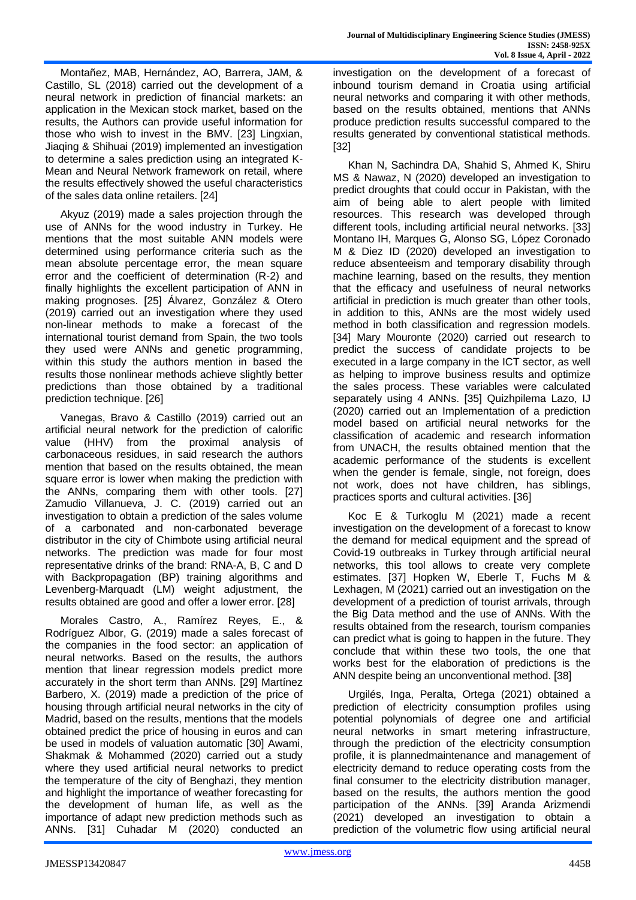Montañez, MAB, Hernández, AO, Barrera, JAM, & Castillo, SL (2018) carried out the development of a neural network in prediction of financial markets: an application in the Mexican stock market, based on the results, the Authors can provide useful information for those who wish to invest in the BMV. [23] Lingxian, Jiaqing & Shihuai (2019) implemented an investigation to determine a sales prediction using an integrated K-Mean and Neural Network framework on retail, where the results effectively showed the useful characteristics of the sales data online retailers. [24]

Akyuz (2019) made a sales projection through the use of ANNs for the wood industry in Turkey. He mentions that the most suitable ANN models were determined using performance criteria such as the mean absolute percentage error, the mean square error and the coefficient of determination (R-2) and finally highlights the excellent participation of ANN in making prognoses. [25] Álvarez, González & Otero (2019) carried out an investigation where they used non-linear methods to make a forecast of the international tourist demand from Spain, the two tools they used were ANNs and genetic programming, within this study the authors mention in based the results those nonlinear methods achieve slightly better predictions than those obtained by a traditional prediction technique. [26]

Vanegas, Bravo & Castillo (2019) carried out an artificial neural network for the prediction of calorific value (HHV) from the proximal analysis of carbonaceous residues, in said research the authors mention that based on the results obtained, the mean square error is lower when making the prediction with the ANNs, comparing them with other tools. [27] Zamudio Villanueva, J. C. (2019) carried out an investigation to obtain a prediction of the sales volume of a carbonated and non-carbonated beverage distributor in the city of Chimbote using artificial neural networks. The prediction was made for four most representative drinks of the brand: RNA-A, B, C and D with Backpropagation (BP) training algorithms and Levenberg-Marquadt (LM) weight adjustment, the results obtained are good and offer a lower error. [28]

Morales Castro, A., Ramírez Reyes, E., & Rodríguez Albor, G. (2019) made a sales forecast of the companies in the food sector: an application of neural networks. Based on the results, the authors mention that linear regression models predict more accurately in the short term than ANNs. [29] Martínez Barbero, X. (2019) made a prediction of the price of housing through artificial neural networks in the city of Madrid, based on the results, mentions that the models obtained predict the price of housing in euros and can be used in models of valuation automatic [30] Awami, Shakmak & Mohammed (2020) carried out a study where they used artificial neural networks to predict the temperature of the city of Benghazi, they mention and highlight the importance of weather forecasting for the development of human life, as well as the importance of adapt new prediction methods such as ANNs. [31] Cuhadar M (2020) conducted an investigation on the development of a forecast of inbound tourism demand in Croatia using artificial neural networks and comparing it with other methods, based on the results obtained, mentions that ANNs produce prediction results successful compared to the results generated by conventional statistical methods. [32]

Khan N, Sachindra DA, Shahid S, Ahmed K, Shiru MS & Nawaz, N (2020) developed an investigation to predict droughts that could occur in Pakistan, with the aim of being able to alert people with limited resources. This research was developed through different tools, including artificial neural networks. [33] Montano IH, Marques G, Alonso SG, López Coronado M & Diez ID (2020) developed an investigation to reduce absenteeism and temporary disability through machine learning, based on the results, they mention that the efficacy and usefulness of neural networks artificial in prediction is much greater than other tools, in addition to this, ANNs are the most widely used method in both classification and regression models. [34] Mary Mouronte (2020) carried out research to predict the success of candidate projects to be executed in a large company in the ICT sector, as well as helping to improve business results and optimize the sales process. These variables were calculated separately using 4 ANNs. [35] Quizhpilema Lazo, IJ (2020) carried out an Implementation of a prediction model based on artificial neural networks for the classification of academic and research information from UNACH, the results obtained mention that the academic performance of the students is excellent when the gender is female, single, not foreign, does not work, does not have children, has siblings, practices sports and cultural activities. [36]

Koc E & Turkoglu M (2021) made a recent investigation on the development of a forecast to know the demand for medical equipment and the spread of Covid-19 outbreaks in Turkey through artificial neural networks, this tool allows to create very complete estimates. [37] Hopken W, Eberle T, Fuchs M & Lexhagen, M (2021) carried out an investigation on the development of a prediction of tourist arrivals, through the Big Data method and the use of ANNs. With the results obtained from the research, tourism companies can predict what is going to happen in the future. They conclude that within these two tools, the one that works best for the elaboration of predictions is the ANN despite being an unconventional method. [38]

Urgilés, Inga, Peralta, Ortega (2021) obtained a prediction of electricity consumption profiles using potential polynomials of degree one and artificial neural networks in smart metering infrastructure, through the prediction of the electricity consumption profile, it is plannedmaintenance and management of electricity demand to reduce operating costs from the final consumer to the electricity distribution manager, based on the results, the authors mention the good participation of the ANNs. [39] Aranda Arizmendi (2021) developed an investigation to obtain a prediction of the volumetric flow using artificial neural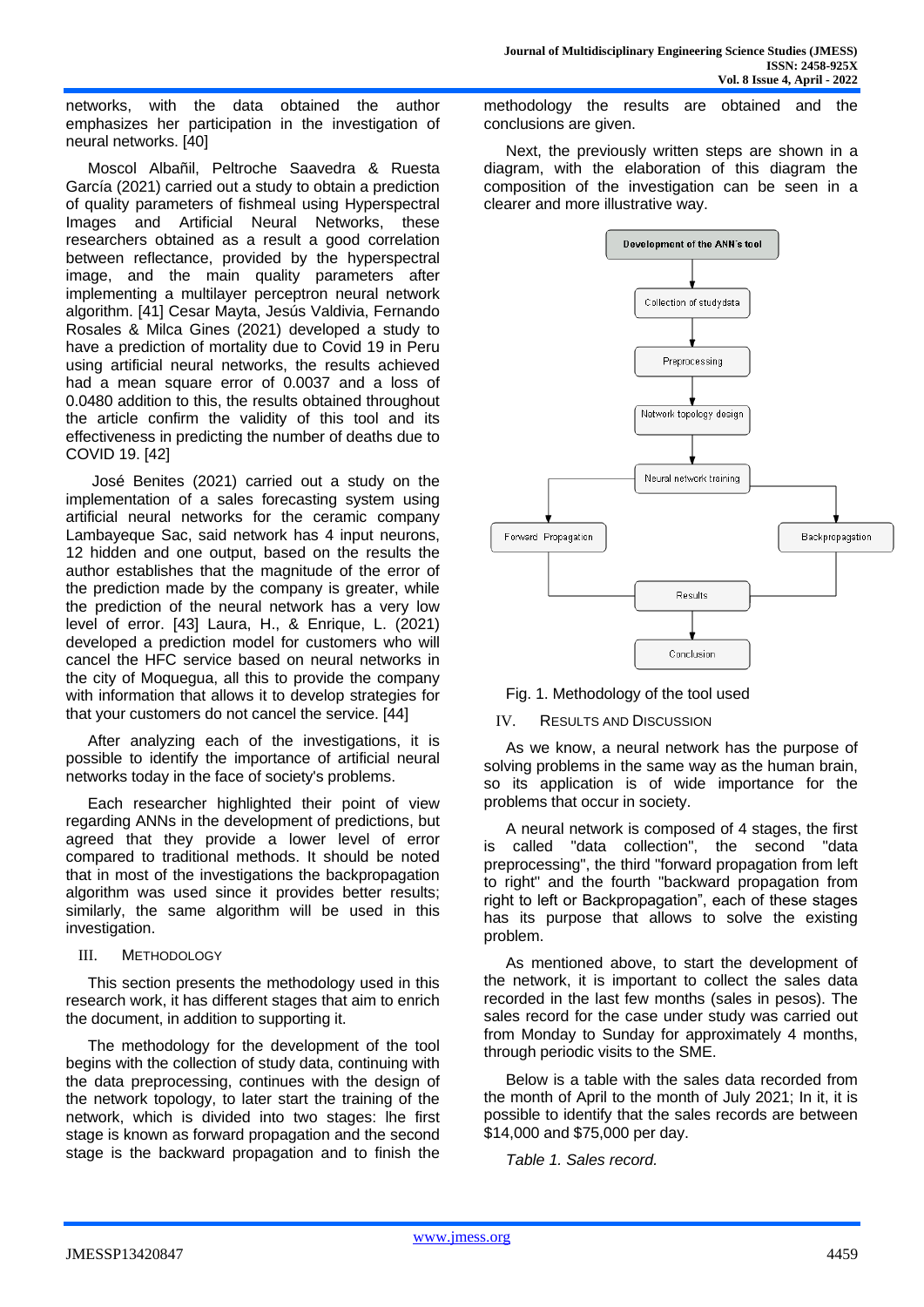networks, with the data obtained the author emphasizes her participation in the investigation of neural networks. [40]

Moscol Albañil, Peltroche Saavedra & Ruesta García (2021) carried out a study to obtain a prediction of quality parameters of fishmeal using Hyperspectral Images and Artificial Neural Networks, these researchers obtained as a result a good correlation between reflectance, provided by the hyperspectral image, and the main quality parameters after implementing a multilayer perceptron neural network algorithm. [41] Cesar Mayta, Jesús Valdivia, Fernando Rosales & Milca Gines (2021) developed a study to have a prediction of mortality due to Covid 19 in Peru using artificial neural networks, the results achieved had a mean square error of 0.0037 and a loss of 0.0480 addition to this, the results obtained throughout the article confirm the validity of this tool and its effectiveness in predicting the number of deaths due to COVID 19. [42]

José Benites (2021) carried out a study on the implementation of a sales forecasting system using artificial neural networks for the ceramic company Lambayeque Sac, said network has 4 input neurons, 12 hidden and one output, based on the results the author establishes that the magnitude of the error of the prediction made by the company is greater, while the prediction of the neural network has a very low level of error. [43] Laura, H., & Enrique, L. (2021) developed a prediction model for customers who will cancel the HFC service based on neural networks in the city of Moquegua, all this to provide the company with information that allows it to develop strategies for that your customers do not cancel the service. [44]

After analyzing each of the investigations, it is possible to identify the importance of artificial neural networks today in the face of society's problems.

Each researcher highlighted their point of view regarding ANNs in the development of predictions, but agreed that they provide a lower level of error compared to traditional methods. It should be noted that in most of the investigations the backpropagation algorithm was used since it provides better results; similarly, the same algorithm will be used in this investigation.

## III. Methodology

This section presents the methodology used in this research work, it has different stages that aim to enrich the document, in addition to supporting it.

The methodology for the development of the tool begins with the collection of study data, continuing with the data preprocessing, continues with the design of the network topology, to later start the training of the network, which is divided into two stages: lhe first stage is known as forward propagation and the second stage is the backward propagation and to finish the methodology the results are obtained and the conclusions are given.

Next, the previously written steps are shown in a diagram, with the elaboration of this diagram the composition of the investigation can be seen in a clearer and more illustrative way.

Development of the ANN's tool → Collection of study data → Preprocessing → Network topology design → Neural network training → Forward Propagation / Backpropagation → Results → Conclusion

Fig. 1. Methodology of the tool used

## IV. Results and Discussion

As we know, a neural network has the purpose of solving problems in the same way as the human brain, so its application is of wide importance for the problems that occur in society.

A neural network is composed of 4 stages, the first is called "data collection", the second "data preprocessing", the third "forward propagation from left to right" and the fourth "backward propagation from right to left or Backpropagation", each of these stages has its purpose that allows to solve the existing problem.

As mentioned above, to start the development of the network, it is important to collect the sales data recorded in the last few months (sales in pesos). The sales record for the case under study was carried out from Monday to Sunday for approximately 4 months, through periodic visits to the SME.

Below is a table with the sales data recorded from the month of April to the month of July 2021; In it, it is possible to identify that the sales records are between $14,000 and $75,000 per day.

*Table 1. Sales record.*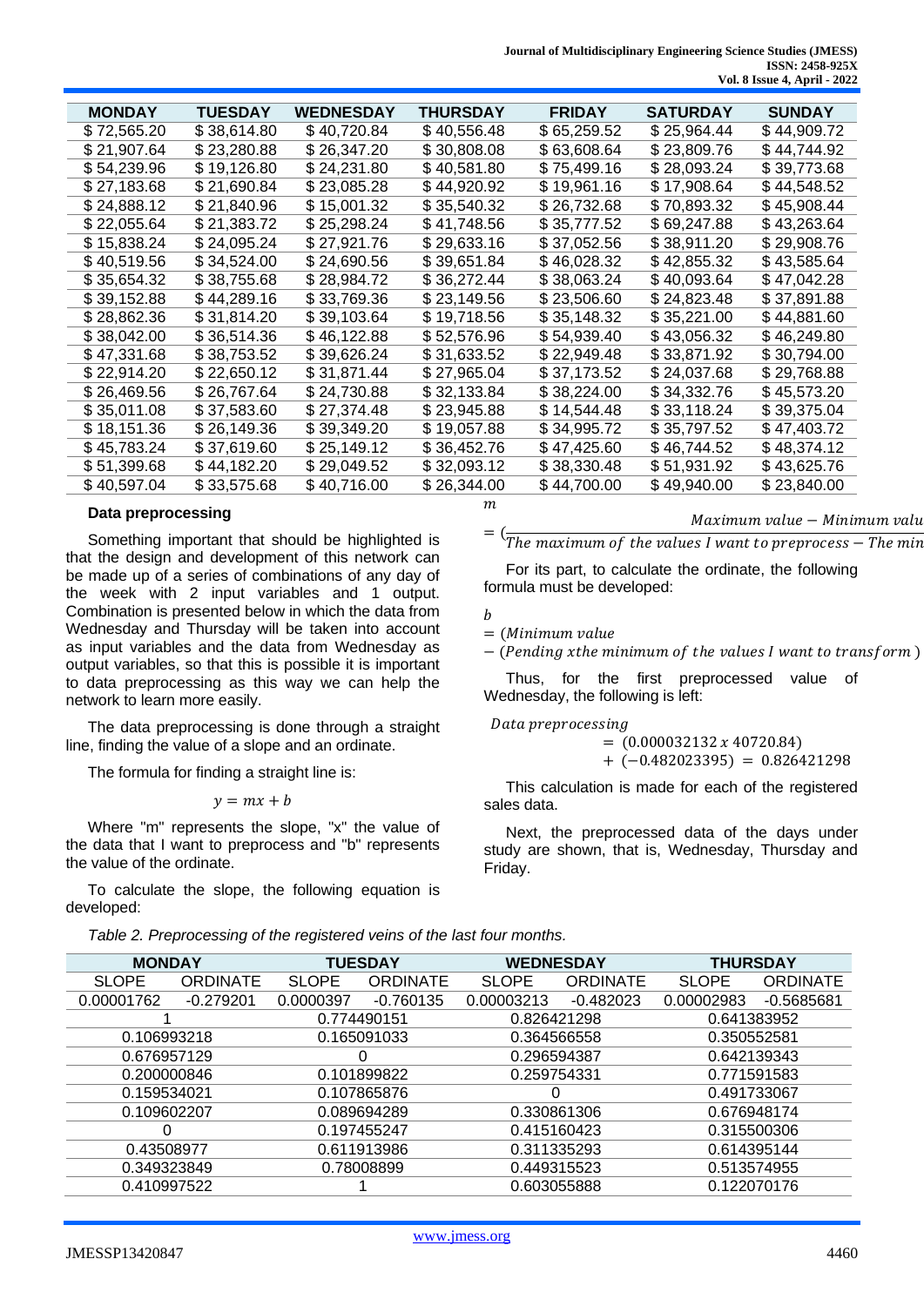| MONDAY | TUESDAY | WEDNESDAY | THURSDAY | FRIDAY | SATURDAY | SUNDAY |
|---|---|---|---|---|---|---|
| $ 72,565.20 | $ 38,614.80 | $ 40,720.84 | $ 40,556.48 | $ 65,259.52 | $ 25,964.44 | $ 44,909.72 |
| $ 21,907.64 | $ 23,280.88 | $ 26,347.20 | $ 30,808.08 | $ 63,608.64 | $ 23,809.76 | $ 44,744.92 |
| $ 54,239.96 | $ 19,126.80 | $ 24,231.80 | $ 40,581.80 | $ 75,499.16 | $ 28,093.24 | $ 39,773.68 |
| $ 27,183.68 | $ 21,690.84 | $ 23,085.28 | $ 44,920.92 | $ 19,961.16 | $ 17,908.64 | $ 44,548.52 |
| $ 24,888.12 | $ 21,840.96 | $ 15,001.32 | $ 35,540.32 | $ 26,732.68 | $ 70,893.32 | $ 45,908.44 |
| $ 22,055.64 | $ 21,383.72 | $ 25,298.24 | $ 41,748.56 | $ 35,777.52 | $ 69,247.88 | $ 43,263.64 |
| $ 15,838.24 | $ 24,095.24 | $ 27,921.76 | $ 29,633.16 | $ 37,052.56 | $ 38,911.20 | $ 29,908.76 |
| $ 40,519.56 | $ 34,524.00 | $ 24,690.56 | $ 39,651.84 | $ 46,028.32 | $ 42,855.32 | $ 43,585.64 |
| $ 35,654.32 | $ 38,755.68 | $ 28,984.72 | $ 36,272.44 | $ 38,063.24 | $ 40,093.64 | $ 47,042.28 |
| $ 39,152.88 | $ 44,289.16 | $ 33,769.36 | $ 23,149.56 | $ 23,506.60 | $ 24,823.48 | $ 37,891.88 |
| $ 28,862.36 | $ 31,814.20 | $ 39,103.64 | $ 19,718.56 | $ 35,148.32 | $ 35,221.00 | $ 44,881.60 |
| $ 38,042.00 | $ 36,514.36 | $ 46,122.88 | $ 52,576.96 | $ 54,939.40 | $ 43,056.32 | $ 46,249.80 |
| $ 47,331.68 | $ 38,753.52 | $ 39,626.24 | $ 31,633.52 | $ 22,949.48 | $ 33,871.92 | $ 30,794.00 |
| $ 22,914.20 | $ 22,650.12 | $ 31,871.44 | $ 27,965.04 | $ 37,173.52 | $ 24,037.68 | $ 29,768.88 |
| $ 26,469.56 | $ 26,767.64 | $ 24,730.88 | $ 32,133.84 | $ 38,224.00 | $ 34,332.76 | $ 45,573.20 |
| $ 35,011.08 | $ 37,583.60 | $ 27,374.48 | $ 23,945.88 | $ 14,544.48 | $ 33,118.24 | $ 39,375.04 |
| $ 18,151.36 | $ 26,149.36 | $ 39,349.20 | $ 19,057.88 | $ 34,995.72 | $ 35,797.52 | $ 47,403.72 |
| $ 45,783.24 | $ 37,619.60 | $ 25,149.12 | $ 36,452.76 | $ 47,425.60 | $ 46,744.52 | $ 48,374.12 |
| $ 51,399.68 | $ 44,182.20 | $ 29,049.52 | $ 32,093.12 | $ 38,330.48 | $ 51,931.92 | $ 43,625.76 |
| $ 40,597.04 | $ 33,575.68 | $ 40,716.00 | $ 26,344.00 | $ 44,700.00 | $ 49,940.00 | $ 23,840.00 |

### Data preprocessing

Something important that should be highlighted is that the design and development of this network can be made up of a series of combinations of any day of the week with 2 input variables and 1 output. Combination is presented below in which the data from Wednesday and Thursday will be taken into account as input variables and the data from Wednesday as output variables, so that this is possible it is important to data preprocessing as this way we can help the network to learn more easily.

The data preprocessing is done through a straight line, finding the value of a slope and an ordinate.

The formula for finding a straight line is:

$$y = mx + b$$

Where "m" represents the slope, "x" the value of the data that I want to preprocess and "b" represents the value of the ordinate.

To calculate the slope, the following equation is developed:

$$m = \left(\frac{Maximum\ value - Minimum\ valu}{The\ maximum\ of\ the\ values\ I\ want\ to\ preprocess - The\ min}\right.$$

For its part, to calculate the ordinate, the following formula must be developed:

$$b = (Minimum\ value - (Pending\ xthe\ minimum\ of\ the\ values\ I\ want\ to\ transform\ )$$

Thus, for the first preprocessed value of Wednesday, the following is left:

$$Data\ preprocessing = (0.000032132\ x\ 40720.84) + (-0.482023395) = 0.826421298$$

This calculation is made for each of the registered sales data.

Next, the preprocessed data of the days under study are shown, that is, Wednesday, Thursday and Friday.

*Table 2. Preprocessing of the registered veins of the last four months.*

| MONDAY | | TUESDAY | | WEDNESDAY | | THURSDAY | |
|---|---|---|---|---|---|---|---|
| SLOPE | ORDINATE | SLOPE | ORDINATE | SLOPE | ORDINATE | SLOPE | ORDINATE |
| 0.00001762 | -0.279201 | 0.0000397 | -0.760135 | 0.00003213 | -0.482023 | 0.00002983 | -0.5685681 |
| 1 | | 0.774490151 | | 0.826421298 | | 0.641383952 | |
| 0.106993218 | | 0.165091033 | | 0.364566558 | | 0.350552581 | |
| 0.676957129 | | 0 | | 0.296594387 | | 0.642139343 | |
| 0.200000846 | | 0.101899822 | | 0.259754331 | | 0.771591583 | |
| 0.159534021 | | 0.107865876 | | 0 | | 0.491733067 | |
| 0.109602207 | | 0.089694289 | | 0.330861306 | | 0.676948174 | |
| 0 | | 0.197455247 | | 0.415160423 | | 0.315500306 | |
| 0.43508977 | | 0.611913986 | | 0.311335293 | | 0.614395144 | |
| 0.349323849 | | 0.78008899 | | 0.449315523 | | 0.513574955 | |
| 0.410997522 | | 1 | | 0.603055888 | | 0.122070176 | |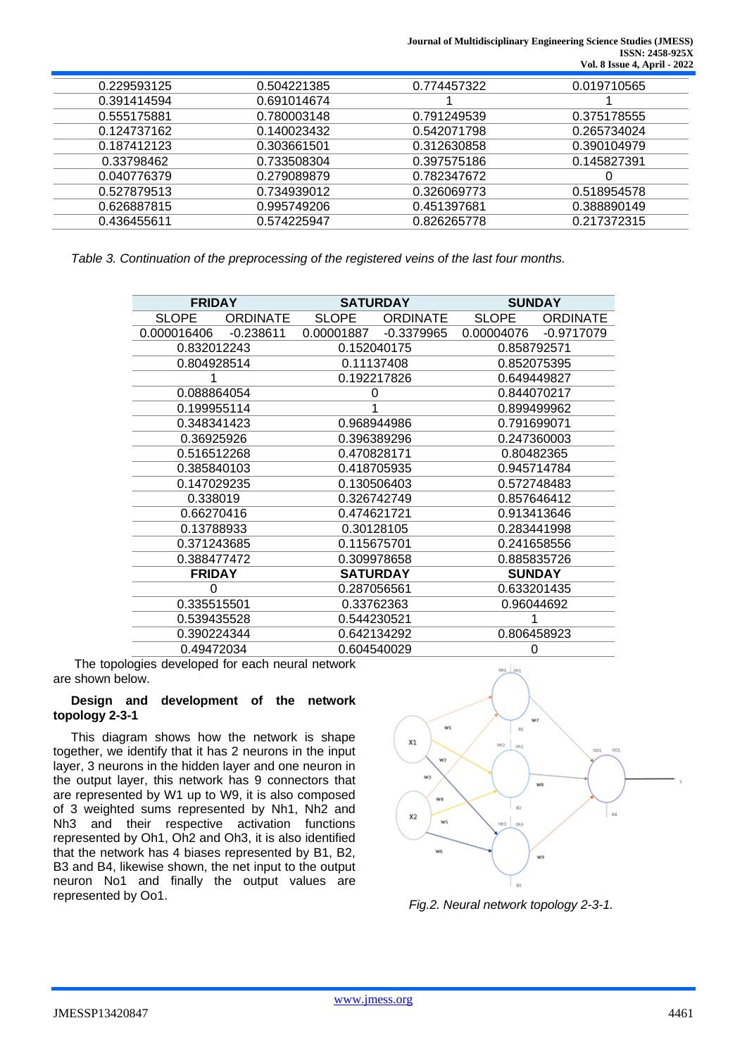| | | | |
|---|---|---|---|
| 0.229593125 | 0.504221385 | 0.774457322 | 0.019710565 |
| 0.391414594 | 0.691014674 | 1 | 1 |
| 0.555175881 | 0.780003148 | 0.791249539 | 0.375178555 |
| 0.124737162 | 0.140023432 | 0.542071798 | 0.265734024 |
| 0.187412123 | 0.303661501 | 0.312630858 | 0.390104979 |
| 0.33798462 | 0.733508304 | 0.397575186 | 0.145827391 |
| 0.040776379 | 0.279089879 | 0.782347672 | 0 |
| 0.527879513 | 0.734939012 | 0.326069773 | 0.518954578 |
| 0.626887815 | 0.995749206 | 0.451397681 | 0.388890149 |
| 0.436455611 | 0.574225947 | 0.826265778 | 0.217372315 |

*Table 3. Continuation of the preprocessing of the registered veins of the last four months.*

| FRIDAY | | SATURDAY | | SUNDAY | |
|---|---|---|---|---|---|
| SLOPE | ORDINATE | SLOPE | ORDINATE | SLOPE | ORDINATE |
| 0.000016406 | -0.238611 | 0.00001887 | -0.3379965 | 0.00004076 | -0.9717079 |
| 0.832012243 | | 0.152040175 | | 0.858792571 | |
| 0.804928514 | | 0.11137408 | | 0.852075395 | |
| 1 | | 0.192217826 | | 0.649449827 | |
| 0.088864054 | | 0 | | 0.844070217 | |
| 0.199955114 | | 1 | | 0.899499962 | |
| 0.348341423 | | 0.968944986 | | 0.791699071 | |
| 0.36925926 | | 0.396389296 | | 0.247360003 | |
| 0.516512268 | | 0.470828171 | | 0.80482365 | |
| 0.385840103 | | 0.418705935 | | 0.945714784 | |
| 0.147029235 | | 0.130506403 | | 0.572748483 | |
| 0.338019 | | 0.326742749 | | 0.857646412 | |
| 0.66270416 | | 0.474621721 | | 0.913413646 | |
| 0.13788933 | | 0.30128105 | | 0.283441998 | |
| 0.371243685 | | 0.115675701 | | 0.241658556 | |
| 0.388477472 | | 0.309978658 | | 0.885835726 | |
| **FRIDAY** | | **SATURDAY** | | **SUNDAY** | |
| 0 | | 0.287056561 | | 0.633201435 | |
| 0.335515501 | | 0.33762363 | | 0.96044692 | |
| 0.539435528 | | 0.544230521 | | 1 | |
| 0.390224344 | | 0.642134292 | | 0.806458923 | |
| 0.49472034 | | 0.604540029 | | 0 | |

The topologies developed for each neural network are shown below.

**Design and development of the network topology 2-3-1**

This diagram shows how the network is shape together, we identify that it has 2 neurons in the input layer, 3 neurons in the hidden layer and one neuron in the output layer, this network has 9 connectors that are represented by W1 up to W9, it is also composed of 3 weighted sums represented by Nh1, Nh2 and Nh3 and their respective activation functions represented by Oh1, Oh2 and Oh3, it is also identified that the network has 4 biases represented by B1, B2, B3 and B4, likewise shown, the net input to the output neuron No1 and finally the output values are represented by Oo1.

*Fig.2. Neural network topology 2-3-1.*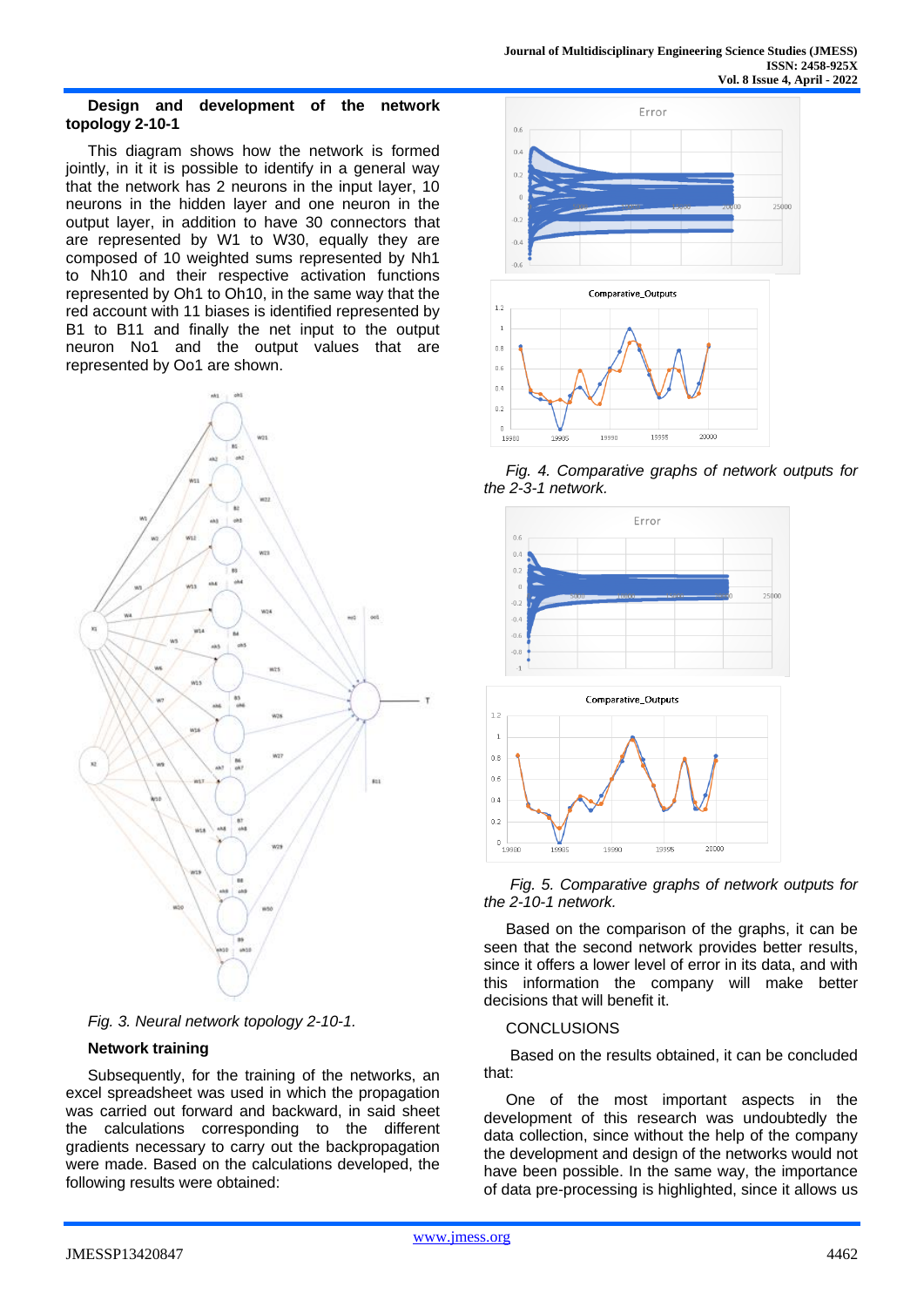**Design and development of the network topology 2-10-1**

This diagram shows how the network is formed jointly, in it it is possible to identify in a general way that the network has 2 neurons in the input layer, 10 neurons in the hidden layer and one neuron in the output layer, in addition to have 30 connectors that are represented by W1 to W30, equally they are composed of 10 weighted sums represented by Nh1 to Nh10 and their respective activation functions represented by Oh1 to Oh10, in the same way that the red account with 11 biases is identified represented by B1 to B11 and finally the net input to the output neuron No1 and the output values that are represented by Oo1 are shown.

*Fig. 3. Neural network topology 2-10-1.*

**Network training**

Subsequently, for the training of the networks, an excel spreadsheet was used in which the propagation was carried out forward and backward, in said sheet the calculations corresponding to the different gradients necessary to carry out the backpropagation were made. Based on the calculations developed, the following results were obtained:

*Fig. 4. Comparative graphs of network outputs for the 2-3-1 network.*

*Fig. 5. Comparative graphs of network outputs for the 2-10-1 network.*

Based on the comparison of the graphs, it can be seen that the second network provides better results, since it offers a lower level of error in its data, and with this information the company will make better decisions that will benefit it.

CONCLUSIONS

Based on the results obtained, it can be concluded that:

One of the most important aspects in the development of this research was undoubtedly the data collection, since without the help of the company the development and design of the networks would not have been possible. In the same way, the importance of data pre-processing is highlighted, since it allows us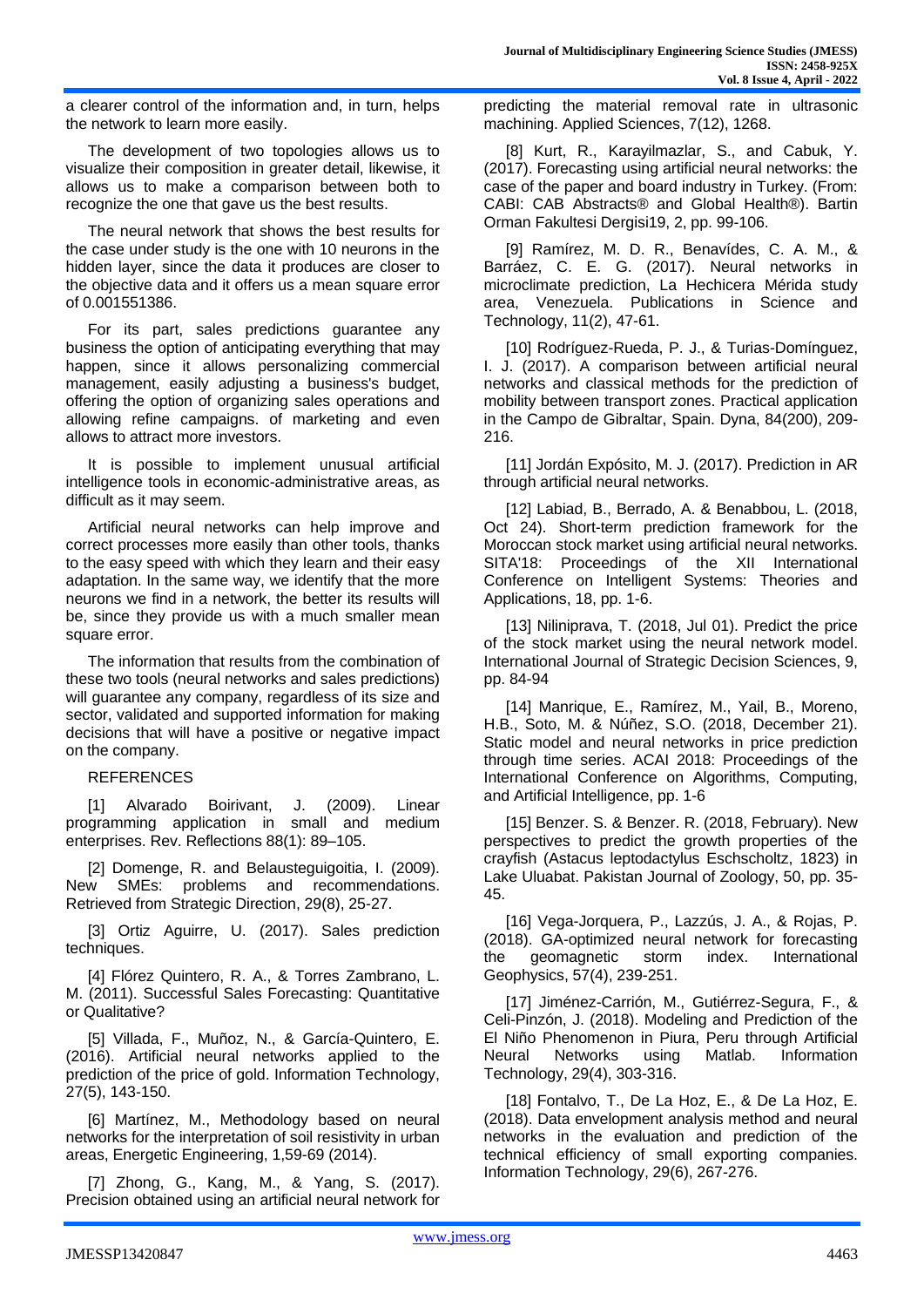a clearer control of the information and, in turn, helps the network to learn more easily.

The development of two topologies allows us to visualize their composition in greater detail, likewise, it allows us to make a comparison between both to recognize the one that gave us the best results.

The neural network that shows the best results for the case under study is the one with 10 neurons in the hidden layer, since the data it produces are closer to the objective data and it offers us a mean square error of 0.001551386.

For its part, sales predictions guarantee any business the option of anticipating everything that may happen, since it allows personalizing commercial management, easily adjusting a business's budget, offering the option of organizing sales operations and allowing refine campaigns. of marketing and even allows to attract more investors.

It is possible to implement unusual artificial intelligence tools in economic-administrative areas, as difficult as it may seem.

Artificial neural networks can help improve and correct processes more easily than other tools, thanks to the easy speed with which they learn and their easy adaptation. In the same way, we identify that the more neurons we find in a network, the better its results will be, since they provide us with a much smaller mean square error.

The information that results from the combination of these two tools (neural networks and sales predictions) will guarantee any company, regardless of its size and sector, validated and supported information for making decisions that will have a positive or negative impact on the company.

## REFERENCES

[1] Alvarado Boirivant, J. (2009). Linear programming application in small and medium enterprises. Rev. Reflections 88(1): 89–105.

[2] Domenge, R. and Belausteguigoitia, I. (2009). New SMEs: problems and recommendations. Retrieved from Strategic Direction, 29(8), 25-27.

[3] Ortiz Aguirre, U. (2017). Sales prediction techniques.

[4] Flórez Quintero, R. A., & Torres Zambrano, L. M. (2011). Successful Sales Forecasting: Quantitative or Qualitative?

[5] Villada, F., Muñoz, N., & García-Quintero, E. (2016). Artificial neural networks applied to the prediction of the price of gold. Information Technology, 27(5), 143-150.

[6] Martínez, M., Methodology based on neural networks for the interpretation of soil resistivity in urban areas, Energetic Engineering, 1,59-69 (2014).

[7] Zhong, G., Kang, M., & Yang, S. (2017). Precision obtained using an artificial neural network for predicting the material removal rate in ultrasonic machining. Applied Sciences, 7(12), 1268.

[8] Kurt, R., Karayilmazlar, S., and Cabuk, Y. (2017). Forecasting using artificial neural networks: the case of the paper and board industry in Turkey. (From: CABI: CAB Abstracts® and Global Health®). Bartin Orman Fakultesi Dergisi19, 2, pp. 99-106.

[9] Ramírez, M. D. R., Benavídes, C. A. M., & Barráez, C. E. G. (2017). Neural networks in microclimate prediction, La Hechicera Mérida study area, Venezuela. Publications in Science and Technology, 11(2), 47-61.

[10] Rodríguez-Rueda, P. J., & Turias-Domínguez, I. J. (2017). A comparison between artificial neural networks and classical methods for the prediction of mobility between transport zones. Practical application in the Campo de Gibraltar, Spain. Dyna, 84(200), 209-216.

[11] Jordán Expósito, M. J. (2017). Prediction in AR through artificial neural networks.

[12] Labiad, B., Berrado, A. & Benabbou, L. (2018, Oct 24). Short-term prediction framework for the Moroccan stock market using artificial neural networks. SITA'18: Proceedings of the XII International Conference on Intelligent Systems: Theories and Applications, 18, pp. 1-6.

[13] Nilinprava, T. (2018, Jul 01). Predict the price of the stock market using the neural network model. International Journal of Strategic Decision Sciences, 9, pp. 84-94

[14] Manrique, E., Ramírez, M., Yail, B., Moreno, H.B., Soto, M. & Núñez, S.O. (2018, December 21). Static model and neural networks in price prediction through time series. ACAI 2018: Proceedings of the International Conference on Algorithms, Computing, and Artificial Intelligence, pp. 1-6

[15] Benzer. S. & Benzer. R. (2018, February). New perspectives to predict the growth properties of the crayfish (Astacus leptodactylus Eschscholtz, 1823) in Lake Uluabat. Pakistan Journal of Zoology, 50, pp. 35-45.

[16] Vega-Jorquera, P., Lazzús, J. A., & Rojas, P. (2018). GA-optimized neural network for forecasting the geomagnetic storm index. International Geophysics, 57(4), 239-251.

[17] Jiménez-Carrión, M., Gutiérrez-Segura, F., & Celi-Pinzón, J. (2018). Modeling and Prediction of the El Niño Phenomenon in Piura, Peru through Artificial Neural Networks using Matlab. Information Technology, 29(4), 303-316.

[18] Fontalvo, T., De La Hoz, E., & De La Hoz, E. (2018). Data envelopment analysis method and neural networks in the evaluation and prediction of the technical efficiency of small exporting companies. Information Technology, 29(6), 267-276.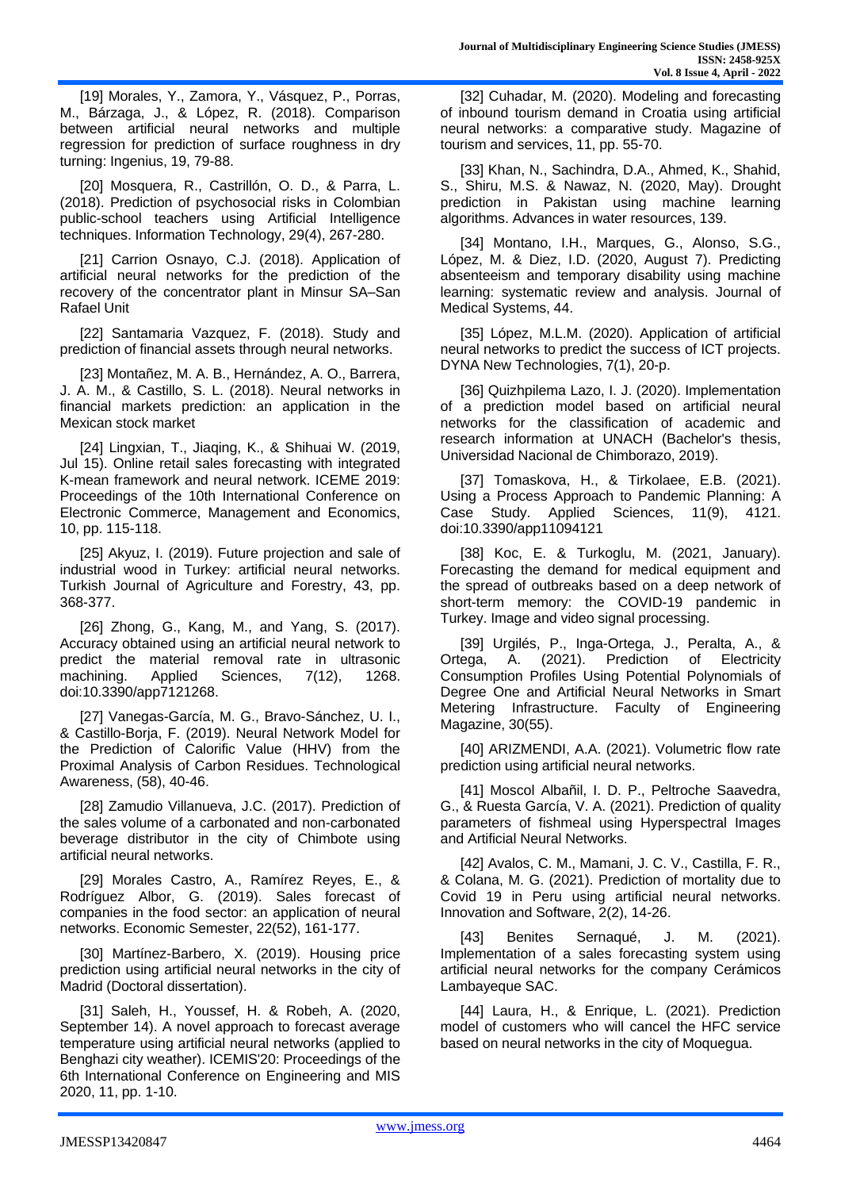[19] Morales, Y., Zamora, Y., Vásquez, P., Porras, M., Bárzaga, J., & López, R. (2018). Comparison between artificial neural networks and multiple regression for prediction of surface roughness in dry turning: Ingenius, 19, 79-88.

[20] Mosquera, R., Castrillón, O. D., & Parra, L. (2018). Prediction of psychosocial risks in Colombian public-school teachers using Artificial Intelligence techniques. Information Technology, 29(4), 267-280.

[21] Carrion Osnayo, C.J. (2018). Application of artificial neural networks for the prediction of the recovery of the concentrator plant in Minsur SA–San Rafael Unit

[22] Santamaria Vazquez, F. (2018). Study and prediction of financial assets through neural networks.

[23] Montañez, M. A. B., Hernández, A. O., Barrera, J. A. M., & Castillo, S. L. (2018). Neural networks in financial markets prediction: an application in the Mexican stock market

[24] Lingxian, T., Jiaqing, K., & Shihuai W. (2019, Jul 15). Online retail sales forecasting with integrated K-mean framework and neural network. ICEME 2019: Proceedings of the 10th International Conference on Electronic Commerce, Management and Economics, 10, pp. 115-118.

[25] Akyuz, I. (2019). Future projection and sale of industrial wood in Turkey: artificial neural networks. Turkish Journal of Agriculture and Forestry, 43, pp. 368-377.

[26] Zhong, G., Kang, M., and Yang, S. (2017). Accuracy obtained using an artificial neural network to predict the material removal rate in ultrasonic machining. Applied Sciences, 7(12), 1268. doi:10.3390/app7121268.

[27] Vanegas-García, M. G., Bravo-Sánchez, U. I., & Castillo-Borja, F. (2019). Neural Network Model for the Prediction of Calorific Value (HHV) from the Proximal Analysis of Carbon Residues. Technological Awareness, (58), 40-46.

[28] Zamudio Villanueva, J.C. (2017). Prediction of the sales volume of a carbonated and non-carbonated beverage distributor in the city of Chimbote using artificial neural networks.

[29] Morales Castro, A., Ramírez Reyes, E., & Rodríguez Albor, G. (2019). Sales forecast of companies in the food sector: an application of neural networks. Economic Semester, 22(52), 161-177.

[30] Martínez-Barbero, X. (2019). Housing price prediction using artificial neural networks in the city of Madrid (Doctoral dissertation).

[31] Saleh, H., Youssef, H. & Robeh, A. (2020, September 14). A novel approach to forecast average temperature using artificial neural networks (applied to Benghazi city weather). ICEMIS'20: Proceedings of the 6th International Conference on Engineering and MIS 2020, 11, pp. 1-10.

[32] Cuhadar, M. (2020). Modeling and forecasting of inbound tourism demand in Croatia using artificial neural networks: a comparative study. Magazine of tourism and services, 11, pp. 55-70.

[33] Khan, N., Sachindra, D.A., Ahmed, K., Shahid, S., Shiru, M.S. & Nawaz, N. (2020, May). Drought prediction in Pakistan using machine learning algorithms. Advances in water resources, 139.

[34] Montano, I.H., Marques, G., Alonso, S.G., López, M. & Diez, I.D. (2020, August 7). Predicting absenteeism and temporary disability using machine learning: systematic review and analysis. Journal of Medical Systems, 44.

[35] López, M.L.M. (2020). Application of artificial neural networks to predict the success of ICT projects. DYNA New Technologies, 7(1), 20-p.

[36] Quizhpilema Lazo, I. J. (2020). Implementation of a prediction model based on artificial neural networks for the classification of academic and research information at UNACH (Bachelor's thesis, Universidad Nacional de Chimborazo, 2019).

[37] Tomaskova, H., & Tirkolaee, E.B. (2021). Using a Process Approach to Pandemic Planning: A Case Study. Applied Sciences, 11(9), 4121. doi:10.3390/app11094121

[38] Koc, E. & Turkoglu, M. (2021, January). Forecasting the demand for medical equipment and the spread of outbreaks based on a deep network of short-term memory: the COVID-19 pandemic in Turkey. Image and video signal processing.

[39] Urgilés, P., Inga-Ortega, J., Peralta, A., & Ortega, A. (2021). Prediction of Electricity Consumption Profiles Using Potential Polynomials of Degree One and Artificial Neural Networks in Smart Metering Infrastructure. Faculty of Engineering Magazine, 30(55).

[40] ARIZMENDI, A.A. (2021). Volumetric flow rate prediction using artificial neural networks.

[41] Moscol Albañil, I. D. P., Peltroche Saavedra, G., & Ruesta García, V. A. (2021). Prediction of quality parameters of fishmeal using Hyperspectral Images and Artificial Neural Networks.

[42] Avalos, C. M., Mamani, J. C. V., Castilla, F. R., & Colana, M. G. (2021). Prediction of mortality due to Covid 19 in Peru using artificial neural networks. Innovation and Software, 2(2), 14-26.

[43] Benites Sernaqué, J. M. (2021). Implementation of a sales forecasting system using artificial neural networks for the company Cerámicos Lambayeque SAC.

[44] Laura, H., & Enrique, L. (2021). Prediction model of customers who will cancel the HFC service based on neural networks in the city of Moquegua.